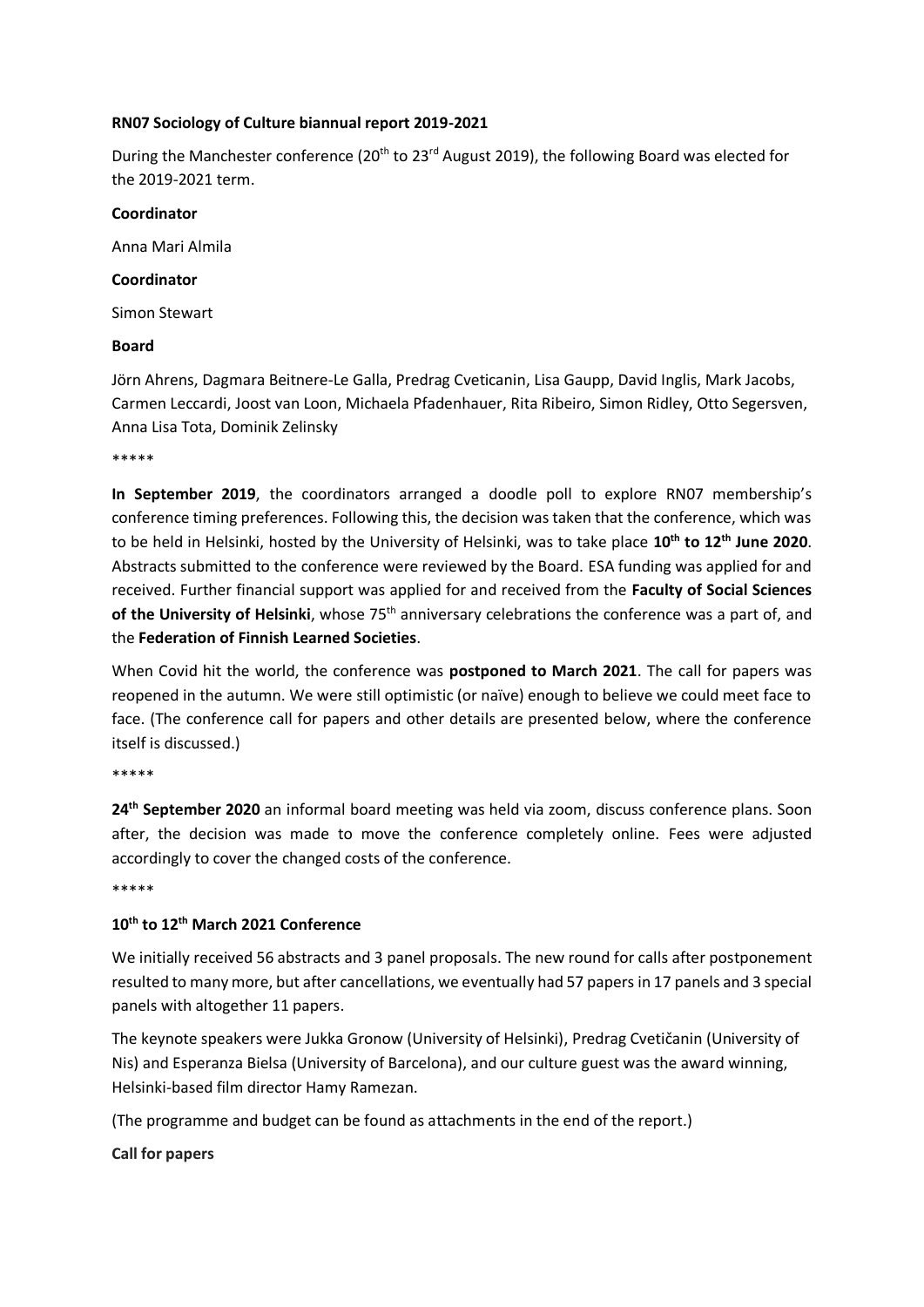**RN07 Sociology of Culture biannual report 2019-2021**

During the Manchester conference (20th to 23rd August 2019), the following Board was elected for the 2019-2021 term.

**Coordinator**

Anna Mari Almila

**Coordinator**

Simon Stewart

**Board**

Jörn Ahrens, Dagmara Beitnere-Le Galla, Predrag Cveticanin, Lisa Gaupp, David Inglis, Mark Jacobs, Carmen Leccardi, Joost van Loon, Michaela Pfadenhauer, Rita Ribeiro, Simon Ridley, Otto Segersven, Anna Lisa Tota, Dominik Zelinsky

*****

**In September 2019**, the coordinators arranged a doodle poll to explore RN07 membership's conference timing preferences. Following this, the decision was taken that the conference, which was to be held in Helsinki, hosted by the University of Helsinki, was to take place **10th to 12th June 2020**. Abstracts submitted to the conference were reviewed by the Board. ESA funding was applied for and received. Further financial support was applied for and received from the **Faculty of Social Sciences of the University of Helsinki**, whose 75th anniversary celebrations the conference was a part of, and the **Federation of Finnish Learned Societies**.

When Covid hit the world, the conference was **postponed to March 2021**. The call for papers was reopened in the autumn. We were still optimistic (or naïve) enough to believe we could meet face to face. (The conference call for papers and other details are presented below, where the conference itself is discussed.)

*****

**24th September 2020** an informal board meeting was held via zoom, discuss conference plans. Soon after, the decision was made to move the conference completely online. Fees were adjusted accordingly to cover the changed costs of the conference.

*****

**10th to 12th March 2021 Conference**

We initially received 56 abstracts and 3 panel proposals. The new round for calls after postponement resulted to many more, but after cancellations, we eventually had 57 papers in 17 panels and 3 special panels with altogether 11 papers.

The keynote speakers were Jukka Gronow (University of Helsinki), Predrag Cvetičanin (University of Nis) and Esperanza Bielsa (University of Barcelona), and our culture guest was the award winning, Helsinki-based film director Hamy Ramezan.

(The programme and budget can be found as attachments in the end of the report.)

**Call for papers**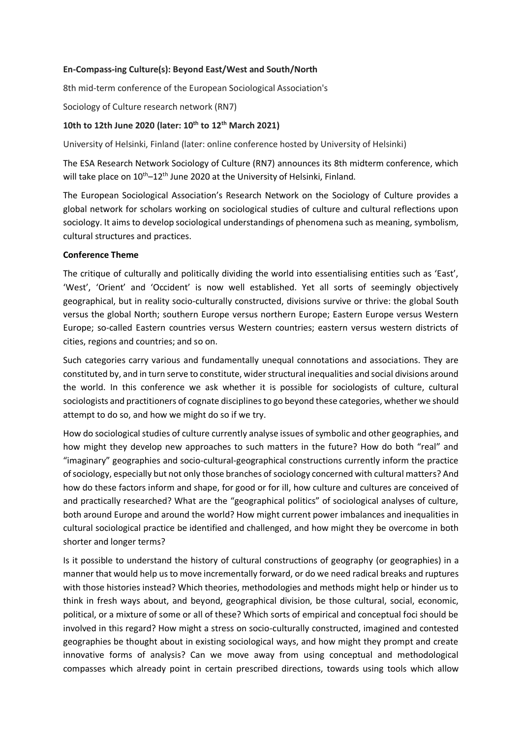**En-Compass-ing Culture(s): Beyond East/West and South/North**

8th mid-term conference of the European Sociological Association's

Sociology of Culture research network (RN7)

**10th to 12th June 2020 (later: 10th to 12th March 2021)**

University of Helsinki, Finland (later: online conference hosted by University of Helsinki)

The ESA Research Network Sociology of Culture (RN7) announces its 8th midterm conference, which will take place on 10th–12th June 2020 at the University of Helsinki, Finland.

The European Sociological Association's Research Network on the Sociology of Culture provides a global network for scholars working on sociological studies of culture and cultural reflections upon sociology. It aims to develop sociological understandings of phenomena such as meaning, symbolism, cultural structures and practices.

**Conference Theme**

The critique of culturally and politically dividing the world into essentialising entities such as 'East', 'West', 'Orient' and 'Occident' is now well established. Yet all sorts of seemingly objectively geographical, but in reality socio-culturally constructed, divisions survive or thrive: the global South versus the global North; southern Europe versus northern Europe; Eastern Europe versus Western Europe; so-called Eastern countries versus Western countries; eastern versus western districts of cities, regions and countries; and so on.

Such categories carry various and fundamentally unequal connotations and associations. They are constituted by, and in turn serve to constitute, wider structural inequalities and social divisions around the world. In this conference we ask whether it is possible for sociologists of culture, cultural sociologists and practitioners of cognate disciplines to go beyond these categories, whether we should attempt to do so, and how we might do so if we try.

How do sociological studies of culture currently analyse issues of symbolic and other geographies, and how might they develop new approaches to such matters in the future? How do both "real" and "imaginary" geographies and socio-cultural-geographical constructions currently inform the practice of sociology, especially but not only those branches of sociology concerned with cultural matters? And how do these factors inform and shape, for good or for ill, how culture and cultures are conceived of and practically researched? What are the "geographical politics" of sociological analyses of culture, both around Europe and around the world? How might current power imbalances and inequalities in cultural sociological practice be identified and challenged, and how might they be overcome in both shorter and longer terms?

Is it possible to understand the history of cultural constructions of geography (or geographies) in a manner that would help us to move incrementally forward, or do we need radical breaks and ruptures with those histories instead? Which theories, methodologies and methods might help or hinder us to think in fresh ways about, and beyond, geographical division, be those cultural, social, economic, political, or a mixture of some or all of these? Which sorts of empirical and conceptual foci should be involved in this regard? How might a stress on socio-culturally constructed, imagined and contested geographies be thought about in existing sociological ways, and how might they prompt and create innovative forms of analysis? Can we move away from using conceptual and methodological compasses which already point in certain prescribed directions, towards using tools which allow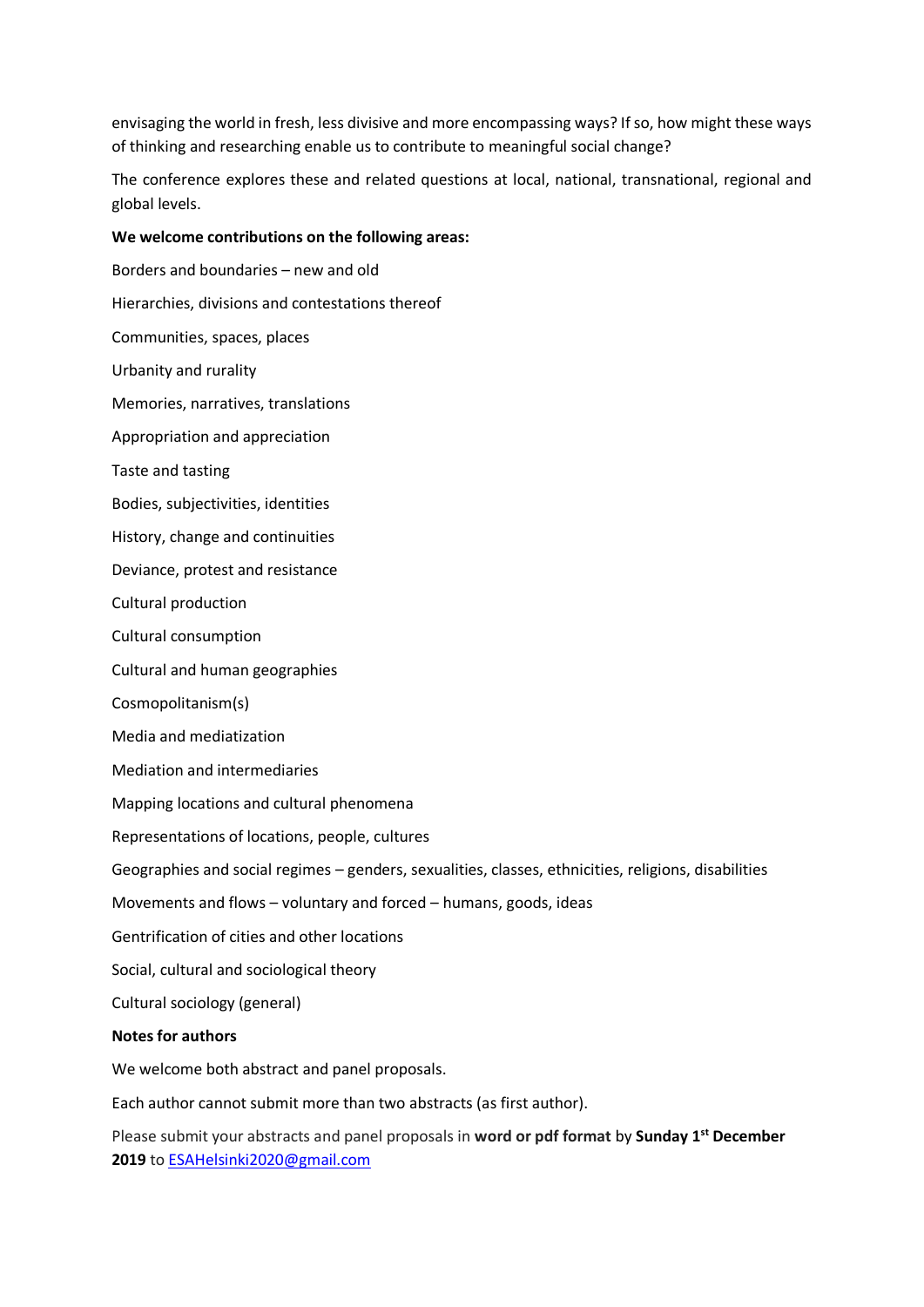envisaging the world in fresh, less divisive and more encompassing ways? If so, how might these ways of thinking and researching enable us to contribute to meaningful social change?

The conference explores these and related questions at local, national, transnational, regional and global levels.

**We welcome contributions on the following areas:**

Borders and boundaries – new and old

Hierarchies, divisions and contestations thereof

Communities, spaces, places

Urbanity and rurality

Memories, narratives, translations

Appropriation and appreciation

Taste and tasting

Bodies, subjectivities, identities

History, change and continuities

Deviance, protest and resistance

Cultural production

Cultural consumption

Cultural and human geographies

Cosmopolitanism(s)

Media and mediatization

Mediation and intermediaries

Mapping locations and cultural phenomena

Representations of locations, people, cultures

Geographies and social regimes – genders, sexualities, classes, ethnicities, religions, disabilities

Movements and flows – voluntary and forced – humans, goods, ideas

Gentrification of cities and other locations

Social, cultural and sociological theory

Cultural sociology (general)

**Notes for authors**

We welcome both abstract and panel proposals.

Each author cannot submit more than two abstracts (as first author).

Please submit your abstracts and panel proposals in **word or pdf format** by **Sunday 1st December 2019** to ESAHelsinki2020@gmail.com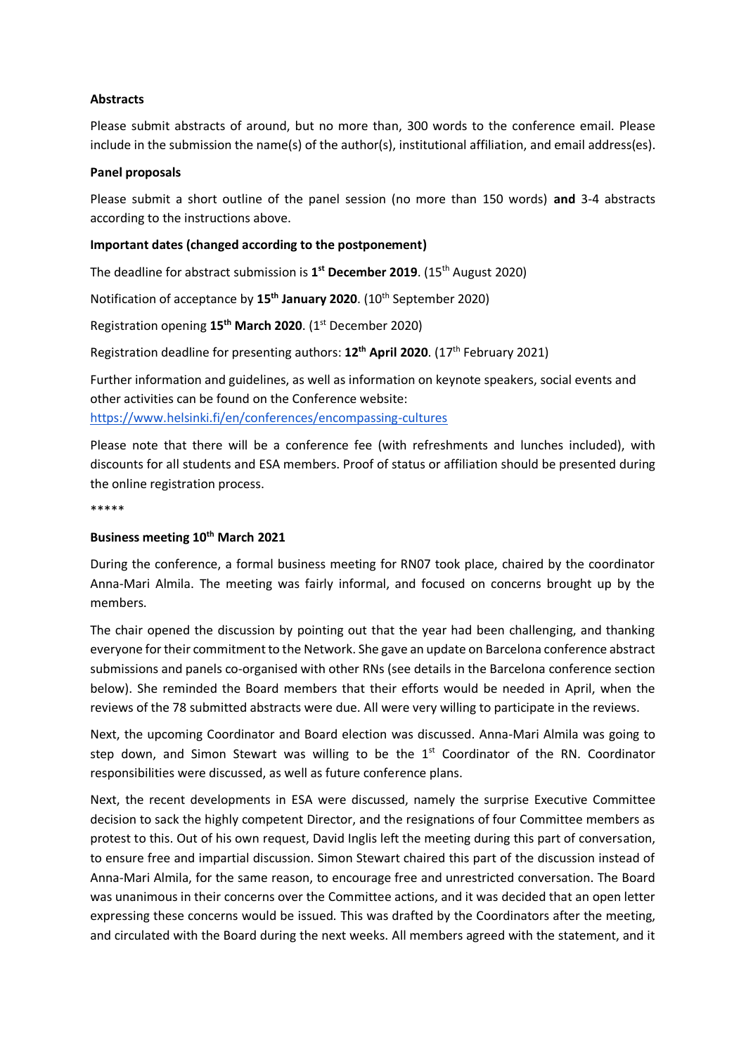**Abstracts**

Please submit abstracts of around, but no more than, 300 words to the conference email. Please include in the submission the name(s) of the author(s), institutional affiliation, and email address(es).

**Panel proposals**

Please submit a short outline of the panel session (no more than 150 words) **and** 3-4 abstracts according to the instructions above.

**Important dates (changed according to the postponement)**

The deadline for abstract submission is **1st December 2019**. (15th August 2020)

Notification of acceptance by **15th January 2020**. (10th September 2020)

Registration opening **15th March 2020**. (1st December 2020)

Registration deadline for presenting authors: **12th April 2020**. (17th February 2021)

Further information and guidelines, as well as information on keynote speakers, social events and other activities can be found on the Conference website: https://www.helsinki.fi/en/conferences/encompassing-cultures

Please note that there will be a conference fee (with refreshments and lunches included), with discounts for all students and ESA members. Proof of status or affiliation should be presented during the online registration process.

*****

**Business meeting 10th March 2021**

During the conference, a formal business meeting for RN07 took place, chaired by the coordinator Anna-Mari Almila. The meeting was fairly informal, and focused on concerns brought up by the members.

The chair opened the discussion by pointing out that the year had been challenging, and thanking everyone for their commitment to the Network. She gave an update on Barcelona conference abstract submissions and panels co-organised with other RNs (see details in the Barcelona conference section below). She reminded the Board members that their efforts would be needed in April, when the reviews of the 78 submitted abstracts were due. All were very willing to participate in the reviews.

Next, the upcoming Coordinator and Board election was discussed. Anna-Mari Almila was going to step down, and Simon Stewart was willing to be the 1st Coordinator of the RN. Coordinator responsibilities were discussed, as well as future conference plans.

Next, the recent developments in ESA were discussed, namely the surprise Executive Committee decision to sack the highly competent Director, and the resignations of four Committee members as protest to this. Out of his own request, David Inglis left the meeting during this part of conversation, to ensure free and impartial discussion. Simon Stewart chaired this part of the discussion instead of Anna-Mari Almila, for the same reason, to encourage free and unrestricted conversation. The Board was unanimous in their concerns over the Committee actions, and it was decided that an open letter expressing these concerns would be issued. This was drafted by the Coordinators after the meeting, and circulated with the Board during the next weeks. All members agreed with the statement, and it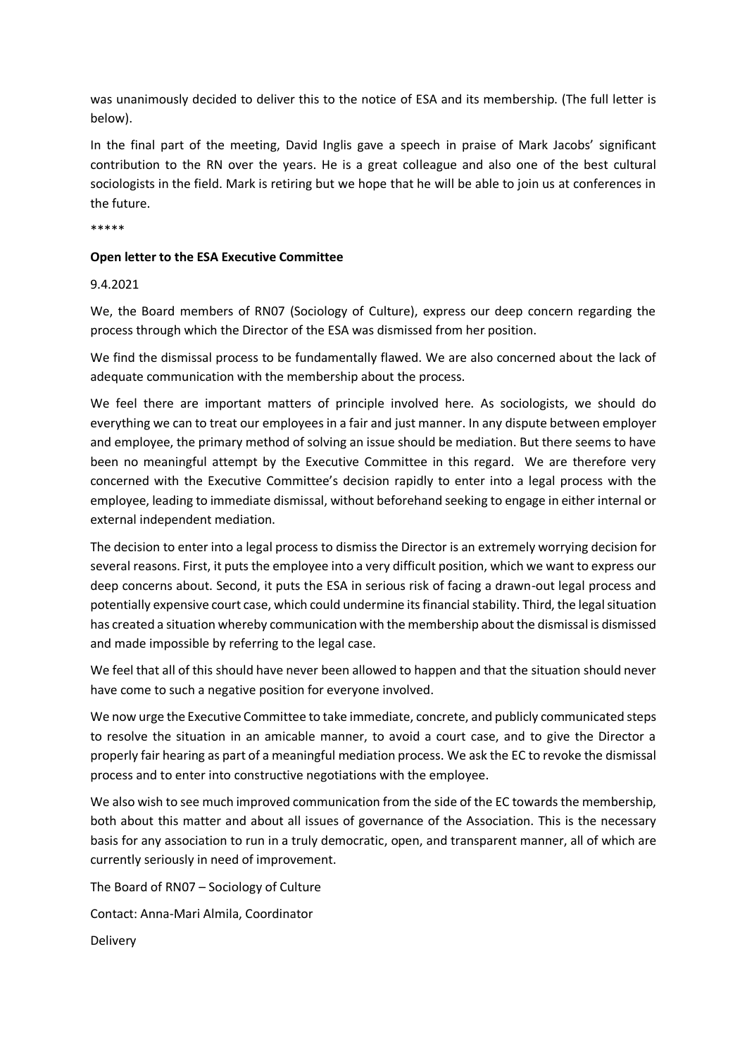was unanimously decided to deliver this to the notice of ESA and its membership. (The full letter is below).

In the final part of the meeting, David Inglis gave a speech in praise of Mark Jacobs' significant contribution to the RN over the years. He is a great colleague and also one of the best cultural sociologists in the field. Mark is retiring but we hope that he will be able to join us at conferences in the future.

*****

**Open letter to the ESA Executive Committee**

9.4.2021

We, the Board members of RN07 (Sociology of Culture), express our deep concern regarding the process through which the Director of the ESA was dismissed from her position.

We find the dismissal process to be fundamentally flawed. We are also concerned about the lack of adequate communication with the membership about the process.

We feel there are important matters of principle involved here. As sociologists, we should do everything we can to treat our employees in a fair and just manner. In any dispute between employer and employee, the primary method of solving an issue should be mediation. But there seems to have been no meaningful attempt by the Executive Committee in this regard. We are therefore very concerned with the Executive Committee's decision rapidly to enter into a legal process with the employee, leading to immediate dismissal, without beforehand seeking to engage in either internal or external independent mediation.

The decision to enter into a legal process to dismiss the Director is an extremely worrying decision for several reasons. First, it puts the employee into a very difficult position, which we want to express our deep concerns about. Second, it puts the ESA in serious risk of facing a drawn-out legal process and potentially expensive court case, which could undermine its financial stability. Third, the legal situation has created a situation whereby communication with the membership about the dismissal is dismissed and made impossible by referring to the legal case.

We feel that all of this should have never been allowed to happen and that the situation should never have come to such a negative position for everyone involved.

We now urge the Executive Committee to take immediate, concrete, and publicly communicated steps to resolve the situation in an amicable manner, to avoid a court case, and to give the Director a properly fair hearing as part of a meaningful mediation process. We ask the EC to revoke the dismissal process and to enter into constructive negotiations with the employee.

We also wish to see much improved communication from the side of the EC towards the membership, both about this matter and about all issues of governance of the Association. This is the necessary basis for any association to run in a truly democratic, open, and transparent manner, all of which are currently seriously in need of improvement.

The Board of RN07 – Sociology of Culture

Contact: Anna-Mari Almila, Coordinator

Delivery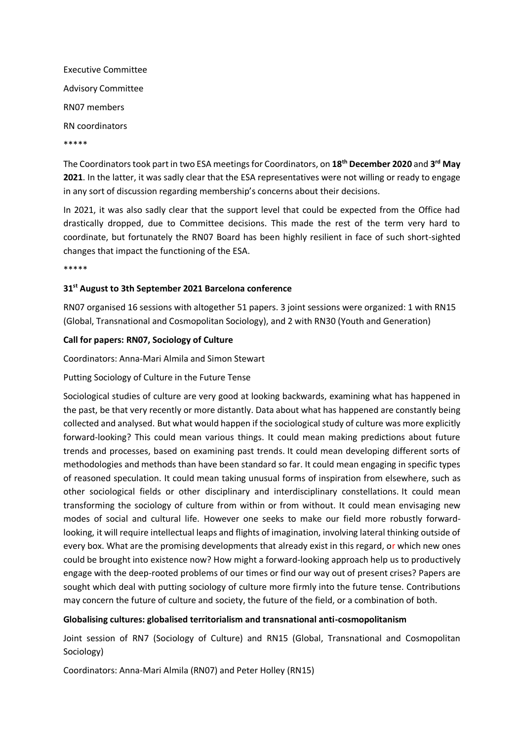Executive Committee

Advisory Committee

RN07 members

RN coordinators

*****

The Coordinators took part in two ESA meetings for Coordinators, on **18th December 2020** and **3rd May 2021**. In the latter, it was sadly clear that the ESA representatives were not willing or ready to engage in any sort of discussion regarding membership's concerns about their decisions.

In 2021, it was also sadly clear that the support level that could be expected from the Office had drastically dropped, due to Committee decisions. This made the rest of the term very hard to coordinate, but fortunately the RN07 Board has been highly resilient in face of such short-sighted changes that impact the functioning of the ESA.

*****

**31st August to 3th September 2021 Barcelona conference**

RN07 organised 16 sessions with altogether 51 papers. 3 joint sessions were organized: 1 with RN15 (Global, Transnational and Cosmopolitan Sociology), and 2 with RN30 (Youth and Generation)

**Call for papers: RN07, Sociology of Culture**

Coordinators: Anna-Mari Almila and Simon Stewart

Putting Sociology of Culture in the Future Tense

Sociological studies of culture are very good at looking backwards, examining what has happened in the past, be that very recently or more distantly. Data about what has happened are constantly being collected and analysed. But what would happen if the sociological study of culture was more explicitly forward-looking? This could mean various things. It could mean making predictions about future trends and processes, based on examining past trends. It could mean developing different sorts of methodologies and methods than have been standard so far. It could mean engaging in specific types of reasoned speculation. It could mean taking unusual forms of inspiration from elsewhere, such as other sociological fields or other disciplinary and interdisciplinary constellations. It could mean transforming the sociology of culture from within or from without. It could mean envisaging new modes of social and cultural life. However one seeks to make our field more robustly forward-looking, it will require intellectual leaps and flights of imagination, involving lateral thinking outside of every box. What are the promising developments that already exist in this regard, or which new ones could be brought into existence now? How might a forward-looking approach help us to productively engage with the deep-rooted problems of our times or find our way out of present crises? Papers are sought which deal with putting sociology of culture more firmly into the future tense. Contributions may concern the future of culture and society, the future of the field, or a combination of both.

**Globalising cultures: globalised territorialism and transnational anti-cosmopolitanism**

Joint session of RN7 (Sociology of Culture) and RN15 (Global, Transnational and Cosmopolitan Sociology)

Coordinators: Anna-Mari Almila (RN07) and Peter Holley (RN15)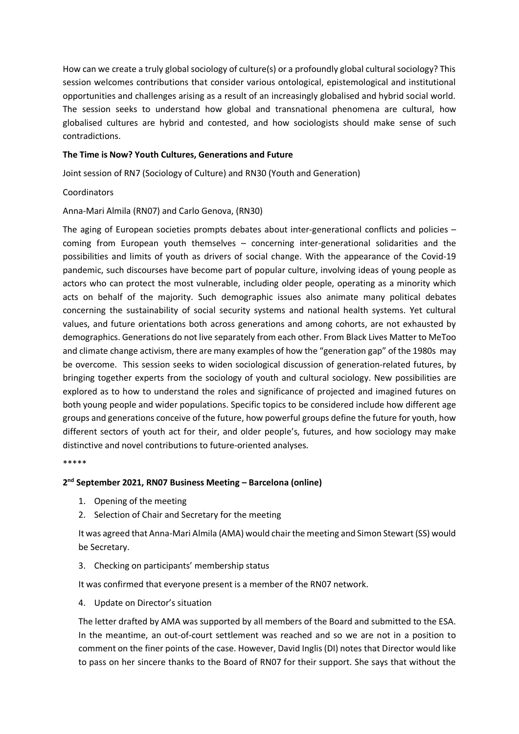How can we create a truly global sociology of culture(s) or a profoundly global cultural sociology? This session welcomes contributions that consider various ontological, epistemological and institutional opportunities and challenges arising as a result of an increasingly globalised and hybrid social world. The session seeks to understand how global and transnational phenomena are cultural, how globalised cultures are hybrid and contested, and how sociologists should make sense of such contradictions.

**The Time is Now? Youth Cultures, Generations and Future**

Joint session of RN7 (Sociology of Culture) and RN30 (Youth and Generation)

Coordinators

Anna-Mari Almila (RN07) and Carlo Genova, (RN30)

The aging of European societies prompts debates about inter-generational conflicts and policies – coming from European youth themselves – concerning inter-generational solidarities and the possibilities and limits of youth as drivers of social change. With the appearance of the Covid-19 pandemic, such discourses have become part of popular culture, involving ideas of young people as actors who can protect the most vulnerable, including older people, operating as a minority which acts on behalf of the majority. Such demographic issues also animate many political debates concerning the sustainability of social security systems and national health systems. Yet cultural values, and future orientations both across generations and among cohorts, are not exhausted by demographics. Generations do not live separately from each other. From Black Lives Matter to MeToo and climate change activism, there are many examples of how the "generation gap" of the 1980s may be overcome. This session seeks to widen sociological discussion of generation-related futures, by bringing together experts from the sociology of youth and cultural sociology. New possibilities are explored as to how to understand the roles and significance of projected and imagined futures on both young people and wider populations. Specific topics to be considered include how different age groups and generations conceive of the future, how powerful groups define the future for youth, how different sectors of youth act for their, and older people's, futures, and how sociology may make distinctive and novel contributions to future-oriented analyses.

*****

**2nd September 2021, RN07 Business Meeting – Barcelona (online)**

1. Opening of the meeting
2. Selection of Chair and Secretary for the meeting

   It was agreed that Anna-Mari Almila (AMA) would chair the meeting and Simon Stewart (SS) would be Secretary.

3. Checking on participants' membership status

   It was confirmed that everyone present is a member of the RN07 network.

4. Update on Director's situation

   The letter drafted by AMA was supported by all members of the Board and submitted to the ESA. In the meantime, an out-of-court settlement was reached and so we are not in a position to comment on the finer points of the case. However, David Inglis (DI) notes that Director would like to pass on her sincere thanks to the Board of RN07 for their support. She says that without the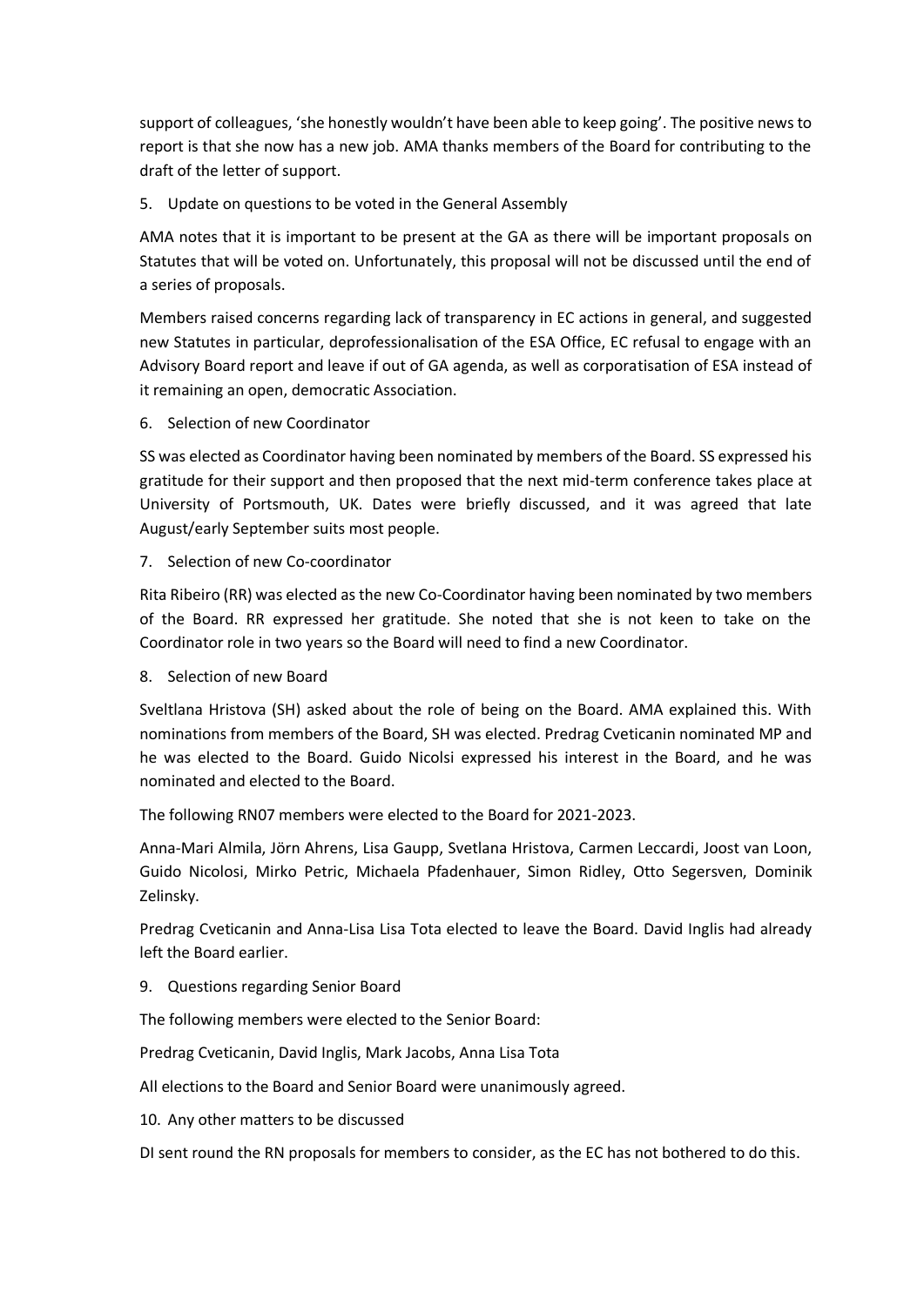support of colleagues, 'she honestly wouldn't have been able to keep going'. The positive news to report is that she now has a new job. AMA thanks members of the Board for contributing to the draft of the letter of support.

5. Update on questions to be voted in the General Assembly

AMA notes that it is important to be present at the GA as there will be important proposals on Statutes that will be voted on. Unfortunately, this proposal will not be discussed until the end of a series of proposals.

Members raised concerns regarding lack of transparency in EC actions in general, and suggested new Statutes in particular, deprofessionalisation of the ESA Office, EC refusal to engage with an Advisory Board report and leave if out of GA agenda, as well as corporatisation of ESA instead of it remaining an open, democratic Association.

6. Selection of new Coordinator

SS was elected as Coordinator having been nominated by members of the Board. SS expressed his gratitude for their support and then proposed that the next mid-term conference takes place at University of Portsmouth, UK. Dates were briefly discussed, and it was agreed that late August/early September suits most people.

7. Selection of new Co-coordinator

Rita Ribeiro (RR) was elected as the new Co-Coordinator having been nominated by two members of the Board. RR expressed her gratitude. She noted that she is not keen to take on the Coordinator role in two years so the Board will need to find a new Coordinator.

8. Selection of new Board

Sveltlana Hristova (SH) asked about the role of being on the Board. AMA explained this. With nominations from members of the Board, SH was elected. Predrag Cveticanin nominated MP and he was elected to the Board. Guido Nicolsi expressed his interest in the Board, and he was nominated and elected to the Board.

The following RN07 members were elected to the Board for 2021-2023.

Anna-Mari Almila, Jörn Ahrens, Lisa Gaupp, Svetlana Hristova, Carmen Leccardi, Joost van Loon, Guido Nicolosi, Mirko Petric, Michaela Pfadenhauer, Simon Ridley, Otto Segersven, Dominik Zelinsky.

Predrag Cveticanin and Anna-Lisa Lisa Tota elected to leave the Board. David Inglis had already left the Board earlier.

9. Questions regarding Senior Board

The following members were elected to the Senior Board:

Predrag Cveticanin, David Inglis, Mark Jacobs, Anna Lisa Tota

All elections to the Board and Senior Board were unanimously agreed.

10. Any other matters to be discussed

DI sent round the RN proposals for members to consider, as the EC has not bothered to do this.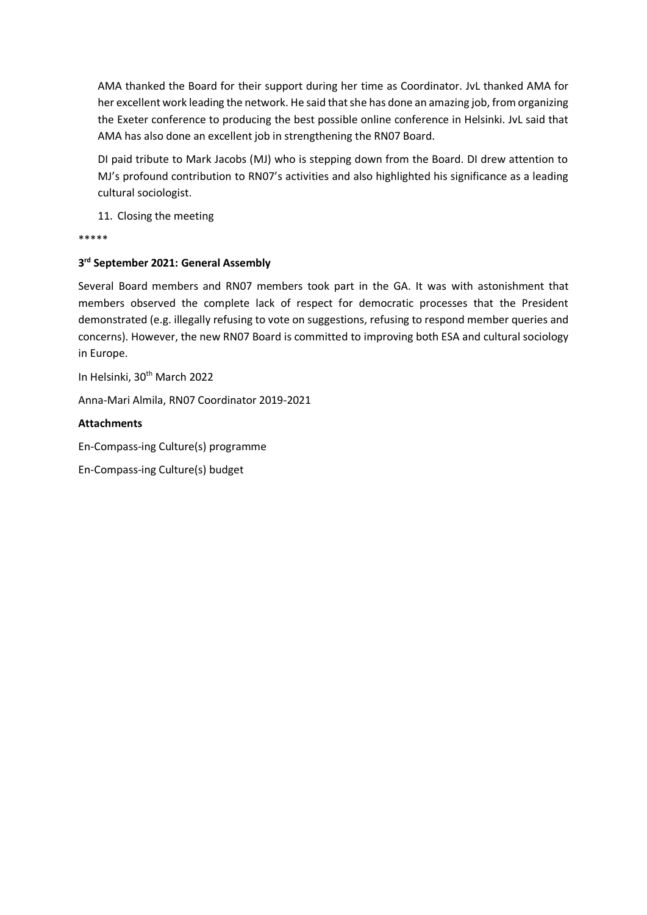AMA thanked the Board for their support during her time as Coordinator. JvL thanked AMA for her excellent work leading the network. He said that she has done an amazing job, from organizing the Exeter conference to producing the best possible online conference in Helsinki. JvL said that AMA has also done an excellent job in strengthening the RN07 Board.

DI paid tribute to Mark Jacobs (MJ) who is stepping down from the Board. DI drew attention to MJ's profound contribution to RN07's activities and also highlighted his significance as a leading cultural sociologist.

11. Closing the meeting

*****

**3rd September 2021: General Assembly**

Several Board members and RN07 members took part in the GA. It was with astonishment that members observed the complete lack of respect for democratic processes that the President demonstrated (e.g. illegally refusing to vote on suggestions, refusing to respond member queries and concerns). However, the new RN07 Board is committed to improving both ESA and cultural sociology in Europe.

In Helsinki, 30th March 2022

Anna-Mari Almila, RN07 Coordinator 2019-2021

**Attachments**

En-Compass-ing Culture(s) programme

En-Compass-ing Culture(s) budget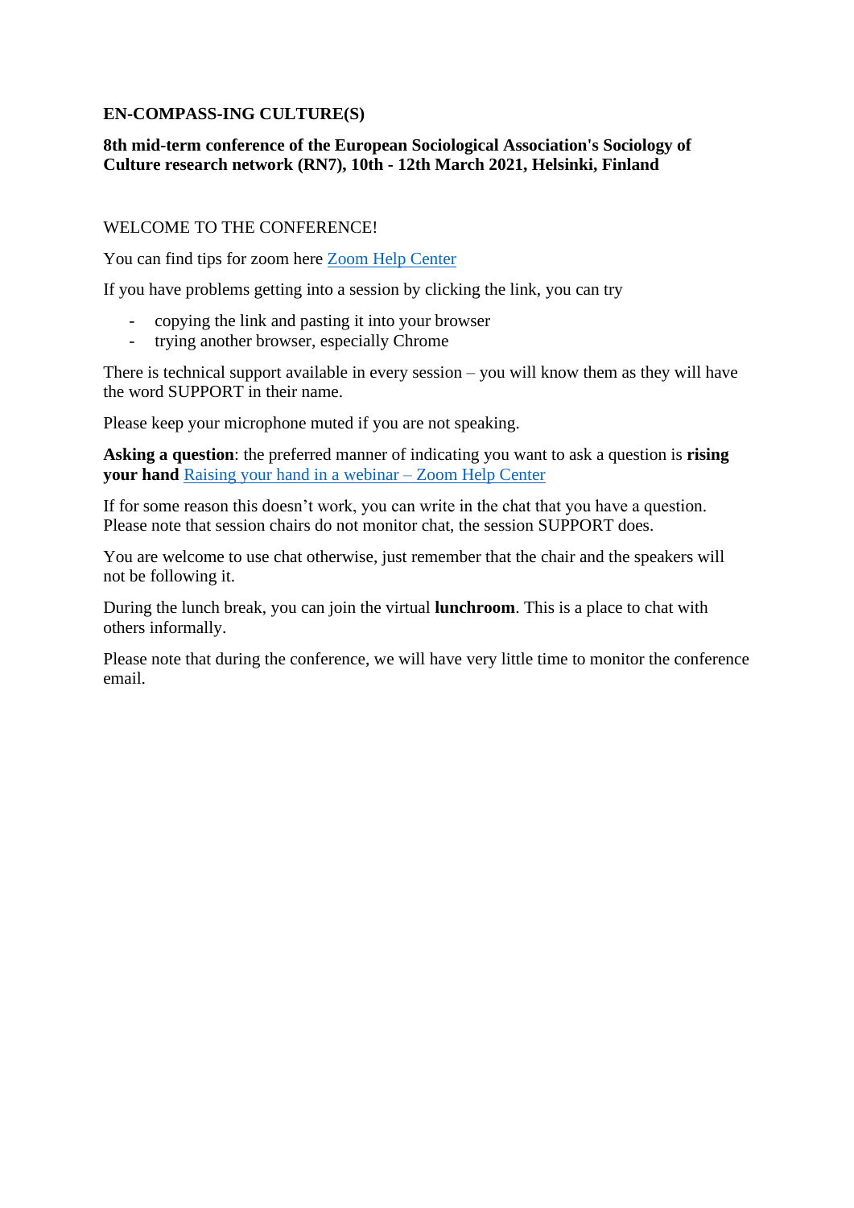**EN-COMPASS-ING CULTURE(S)**

**8th mid-term conference of the European Sociological Association's Sociology of Culture research network (RN7), 10th - 12th March 2021, Helsinki, Finland**

WELCOME TO THE CONFERENCE!

You can find tips for zoom here Zoom Help Center

If you have problems getting into a session by clicking the link, you can try

- copying the link and pasting it into your browser
- trying another browser, especially Chrome

There is technical support available in every session – you will know them as they will have the word SUPPORT in their name.

Please keep your microphone muted if you are not speaking.

**Asking a question**: the preferred manner of indicating you want to ask a question is **rising your hand** Raising your hand in a webinar – Zoom Help Center

If for some reason this doesn't work, you can write in the chat that you have a question. Please note that session chairs do not monitor chat, the session SUPPORT does.

You are welcome to use chat otherwise, just remember that the chair and the speakers will not be following it.

During the lunch break, you can join the virtual **lunchroom**. This is a place to chat with others informally.

Please note that during the conference, we will have very little time to monitor the conference email.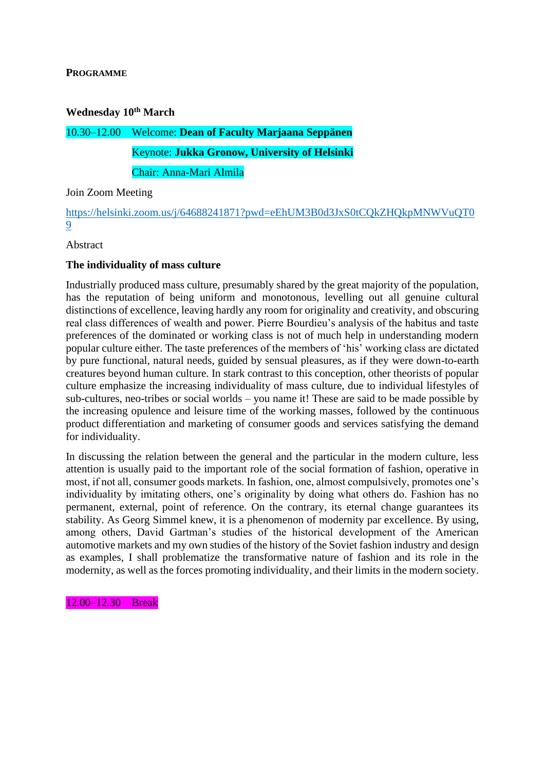## Programme

### Wednesday 10th March

10.30–12.00 Welcome: **Dean of Faculty Marjaana Seppänen**

Keynote: **Jukka Gronow, University of Helsinki**

Chair: Anna-Mari Almila

Join Zoom Meeting

https://helsinki.zoom.us/j/64688241871?pwd=eEhUM3B0d3JxS0tCQkZHQkpMNWVuQT09

Abstract

**The individuality of mass culture**

Industrially produced mass culture, presumably shared by the great majority of the population, has the reputation of being uniform and monotonous, levelling out all genuine cultural distinctions of excellence, leaving hardly any room for originality and creativity, and obscuring real class differences of wealth and power. Pierre Bourdieu's analysis of the habitus and taste preferences of the dominated or working class is not of much help in understanding modern popular culture either. The taste preferences of the members of 'his' working class are dictated by pure functional, natural needs, guided by sensual pleasures, as if they were down-to-earth creatures beyond human culture. In stark contrast to this conception, other theorists of popular culture emphasize the increasing individuality of mass culture, due to individual lifestyles of sub-cultures, neo-tribes or social worlds – you name it! These are said to be made possible by the increasing opulence and leisure time of the working masses, followed by the continuous product differentiation and marketing of consumer goods and services satisfying the demand for individuality.

In discussing the relation between the general and the particular in the modern culture, less attention is usually paid to the important role of the social formation of fashion, operative in most, if not all, consumer goods markets. In fashion, one, almost compulsively, promotes one's individuality by imitating others, one's originality by doing what others do. Fashion has no permanent, external, point of reference. On the contrary, its eternal change guarantees its stability. As Georg Simmel knew, it is a phenomenon of modernity par excellence. By using, among others, David Gartman's studies of the historical development of the American automotive markets and my own studies of the history of the Soviet fashion industry and design as examples, I shall problematize the transformative nature of fashion and its role in the modernity, as well as the forces promoting individuality, and their limits in the modern society.

12.00–12.30 Break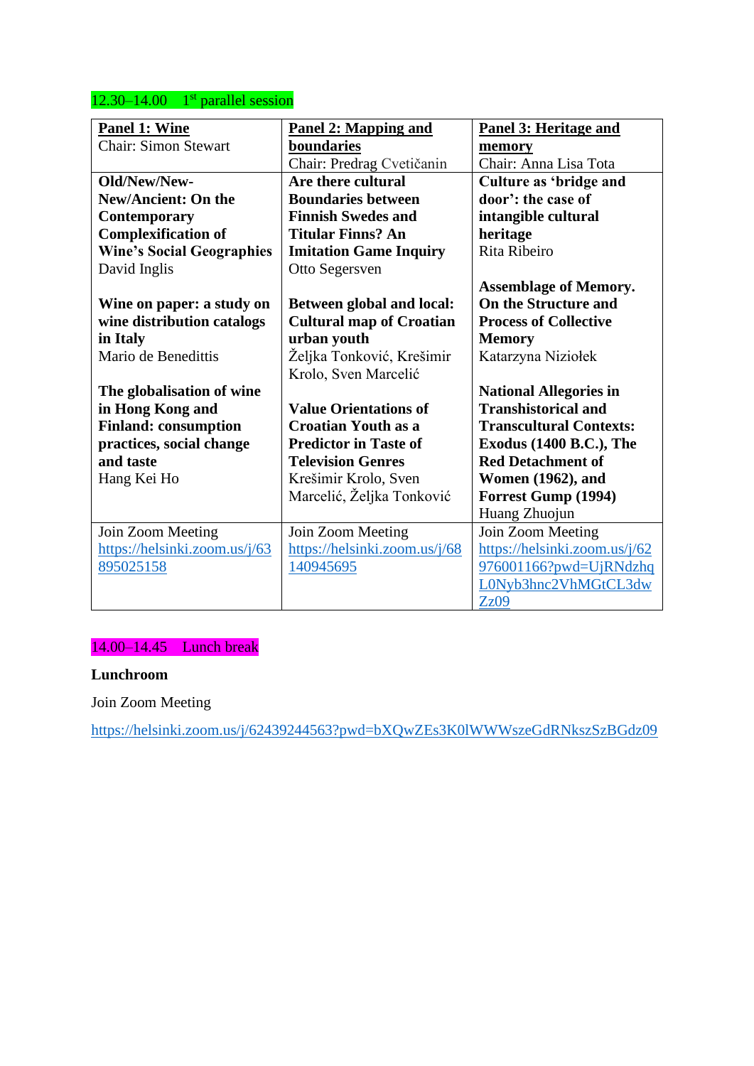12.30–14.00 1[st] parallel session

| **Panel 1: Wine**<br>Chair: Simon Stewart | **Panel 2: Mapping and boundaries**<br>Chair: Predrag Cvetičanin | **Panel 3: Heritage and memory**<br>Chair: Anna Lisa Tota |
|---|---|---|
| **Old/New/New-New/Ancient: On the Contemporary Complexification of Wine's Social Geographies**<br>David Inglis<br><br>**Wine on paper: a study on wine distribution catalogs in Italy**<br>Mario de Benedittis<br><br>**The globalisation of wine in Hong Kong and Finland: consumption practices, social change and taste**<br>Hang Kei Ho | **Are there cultural Boundaries between Finnish Swedes and Titular Finns? An Imitation Game Inquiry**<br>Otto Segersven<br><br>**Between global and local: Cultural map of Croatian urban youth**<br>Željka Tonković, Krešimir Krolo, Sven Marcelić<br><br>**Value Orientations of Croatian Youth as a Predictor in Taste of Television Genres**<br>Krešimir Krolo, Sven Marcelić, Željka Tonković | **Culture as 'bridge and door': the case of intangible cultural heritage**<br>Rita Ribeiro<br><br>**Assemblage of Memory. On the Structure and Process of Collective Memory**<br>Katarzyna Niziołek<br><br>**National Allegories in Transhistorical and Transcultural Contexts: Exodus (1400 B.C.), The Red Detachment of Women (1962), and Forrest Gump (1994)**<br>Huang Zhuojun |
| Join Zoom Meeting<br>https://helsinki.zoom.us/j/63895025158 | Join Zoom Meeting<br>https://helsinki.zoom.us/j/68140945695 | Join Zoom Meeting<br>https://helsinki.zoom.us/j/62976001166?pwd=UjRNdzhqL0Nyb3hnc2VhMGtCL3dwZz09 |

14.00–14.45 Lunch break

**Lunchroom**

Join Zoom Meeting

https://helsinki.zoom.us/j/62439244563?pwd=bXQwZEs3K0lWWWszeGdRNkszSzBGdz09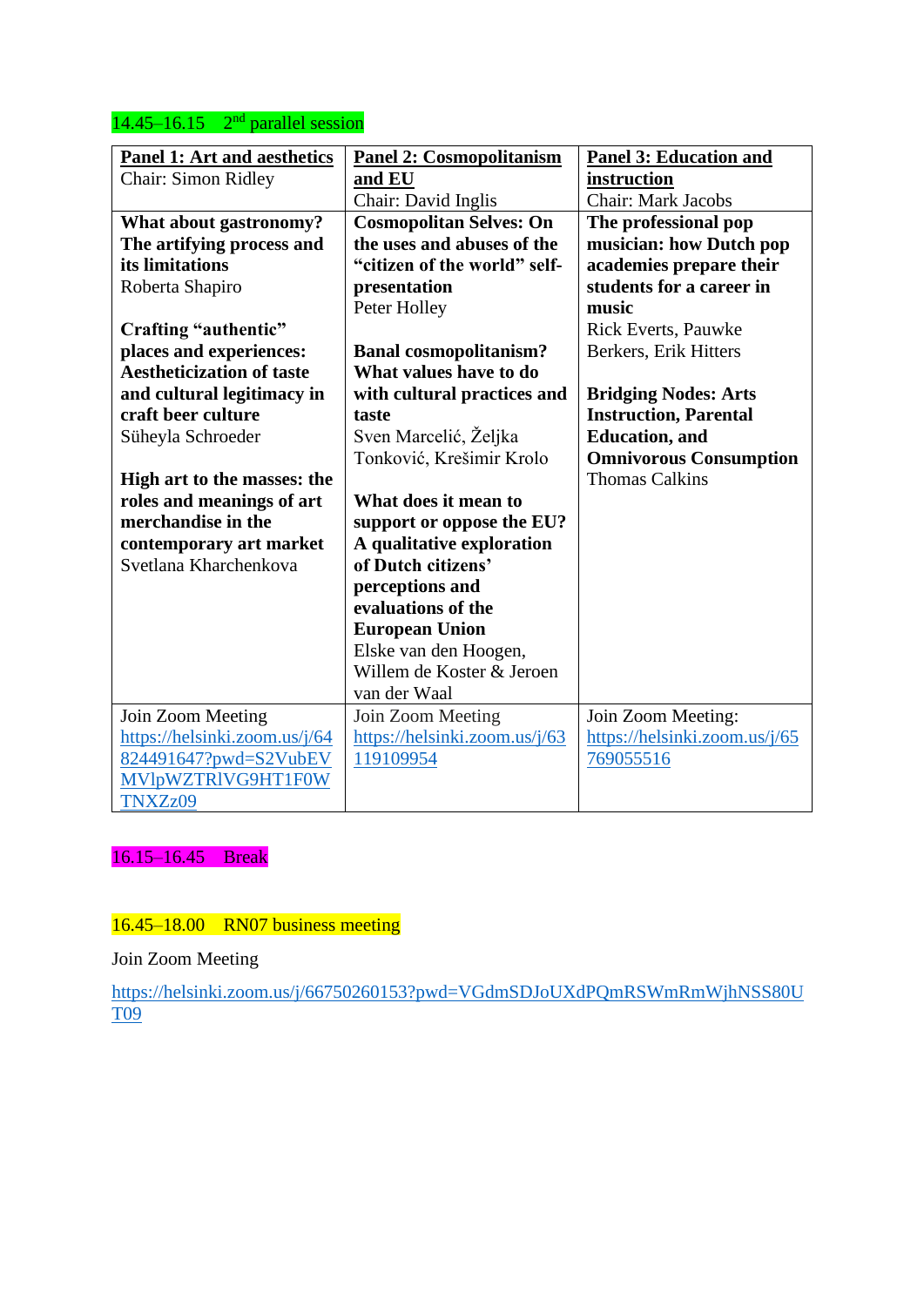14.45–16.15 2nd parallel session

| **Panel 1: Art and aesthetics**<br>Chair: Simon Ridley | **Panel 2: Cosmopolitanism and EU**<br>Chair: David Inglis | **Panel 3: Education and instruction**<br>Chair: Mark Jacobs |
|---|---|---|
| **What about gastronomy? The artifying process and its limitations**<br>Roberta Shapiro<br><br>**Crafting "authentic" places and experiences: Aestheticization of taste and cultural legitimacy in craft beer culture**<br>Süheyla Schroeder<br><br>**High art to the masses: the roles and meanings of art merchandise in the contemporary art market**<br>Svetlana Kharchenkova | **Cosmopolitan Selves: On the uses and abuses of the "citizen of the world" self-presentation**<br>Peter Holley<br><br>**Banal cosmopolitanism? What values have to do with cultural practices and taste**<br>Sven Marcelić, Željka Tonković, Krešimir Krolo<br><br>**What does it mean to support or oppose the EU? A qualitative exploration of Dutch citizens' perceptions and evaluations of the European Union**<br>Elske van den Hoogen, Willem de Koster & Jeroen van der Waal | **The professional pop musician: how Dutch pop academies prepare their students for a career in music**<br>Rick Everts, Pauwke Berkers, Erik Hitters<br><br>**Bridging Nodes: Arts Instruction, Parental Education, and Omnivorous Consumption**<br>Thomas Calkins |
| Join Zoom Meeting<br>https://helsinki.zoom.us/j/64824491647?pwd=S2VubEVMVlpWZTRlVG9HT1F0WTNXZz09 | Join Zoom Meeting<br>https://helsinki.zoom.us/j/63119109954 | Join Zoom Meeting:<br>https://helsinki.zoom.us/j/65769055516 |

16.15–16.45 Break

16.45–18.00 RN07 business meeting

Join Zoom Meeting

https://helsinki.zoom.us/j/66750260153?pwd=VGdmSDJoUXdPQmRSWmRmWjhNSS80UT09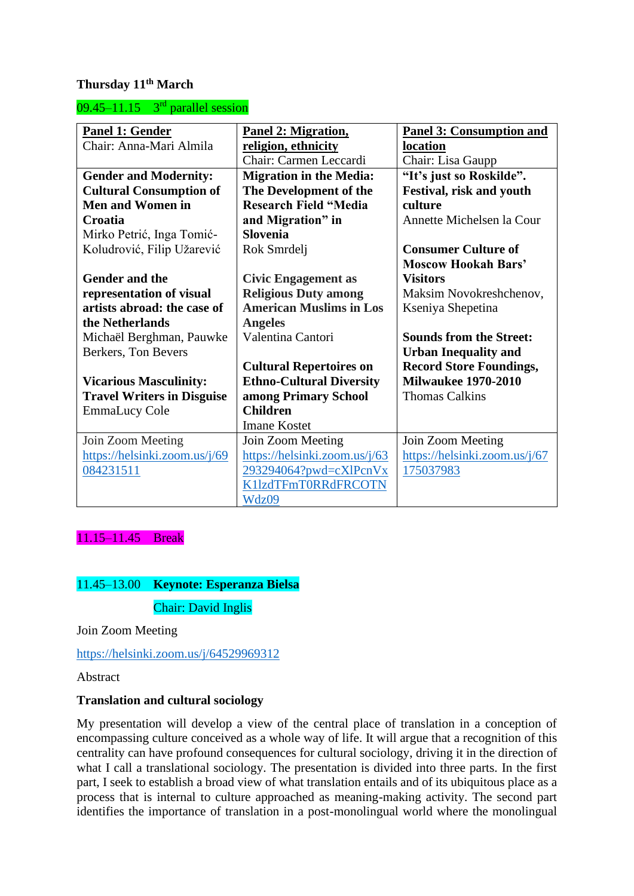**Thursday 11th March**

09.45–11.15 3rd parallel session

| **Panel 1: Gender** Chair: Anna-Mari Almila | **Panel 2: Migration, religion, ethnicity** Chair: Carmen Leccardi | **Panel 3: Consumption and location** Chair: Lisa Gaupp |
|---|---|---|
| **Gender and Modernity: Cultural Consumption of Men and Women in Croatia** Mirko Petrić, Inga Tomić-Koludrović, Filip Užarević<br><br>**Gender and the representation of visual artists abroad: the case of the Netherlands** Michaël Berghman, Pauwke Berkers, Ton Bevers<br><br>**Vicarious Masculinity: Travel Writers in Disguise** EmmaLucy Cole | **Migration in the Media: The Development of the Research Field "Media and Migration" in Slovenia** Rok Smrdelj<br><br>**Civic Engagement as Religious Duty among American Muslims in Los Angeles** Valentina Cantori<br><br>**Cultural Repertoires on Ethno-Cultural Diversity among Primary School Children** Imane Kostet | **"It's just so Roskilde". Festival, risk and youth culture** Annette Michelsen la Cour<br><br>**Consumer Culture of Moscow Hookah Bars' Visitors** Maksim Novokreshchenov, Kseniya Shepetina<br><br>**Sounds from the Street: Urban Inequality and Record Store Foundings, Milwaukee 1970-2010** Thomas Calkins |
| Join Zoom Meeting https://helsinki.zoom.us/j/69084231511 | Join Zoom Meeting https://helsinki.zoom.us/j/63293294064?pwd=cXlPcnVxK1lzdTFmT0RRdFRCOTNWdz09 | Join Zoom Meeting https://helsinki.zoom.us/j/67175037983 |

11.15–11.45 Break

11.45–13.00 **Keynote: Esperanza Bielsa**

Chair: David Inglis

Join Zoom Meeting

https://helsinki.zoom.us/j/64529969312

Abstract

**Translation and cultural sociology**

My presentation will develop a view of the central place of translation in a conception of encompassing culture conceived as a whole way of life. It will argue that a recognition of this centrality can have profound consequences for cultural sociology, driving it in the direction of what I call a translational sociology. The presentation is divided into three parts. In the first part, I seek to establish a broad view of what translation entails and of its ubiquitous place as a process that is internal to culture approached as meaning-making activity. The second part identifies the importance of translation in a post-monolingual world where the monolingual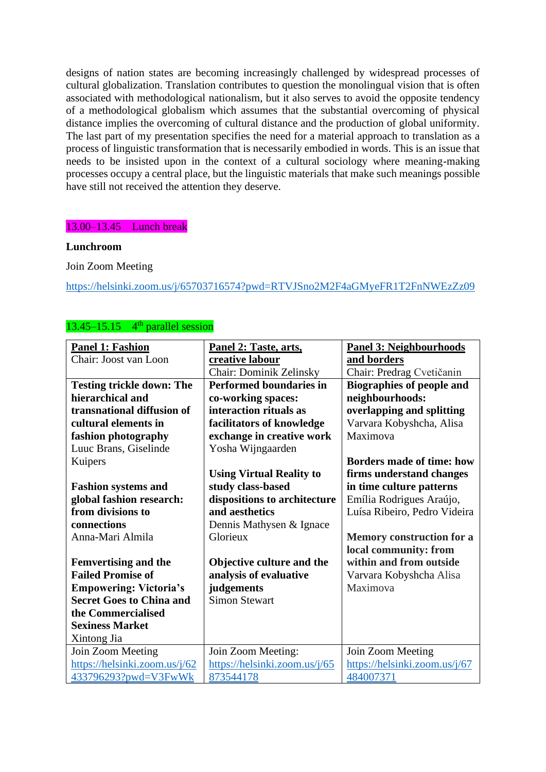designs of nation states are becoming increasingly challenged by widespread processes of cultural globalization. Translation contributes to question the monolingual vision that is often associated with methodological nationalism, but it also serves to avoid the opposite tendency of a methodological globalism which assumes that the substantial overcoming of physical distance implies the overcoming of cultural distance and the production of global uniformity. The last part of my presentation specifies the need for a material approach to translation as a process of linguistic transformation that is necessarily embodied in words. This is an issue that needs to be insisted upon in the context of a cultural sociology where meanings-making processes occupy a central place, but the linguistic materials that make such meanings possible have still not received the attention they deserve.

13.00–13.45 Lunch break

**Lunchroom**

Join Zoom Meeting

https://helsinki.zoom.us/j/65703716574?pwd=RTVJSno2M2F4aGMyeFR1T2FnNWEzZz09

13.45–15.15 4th parallel session

| **Panel 1: Fashion**<br>Chair: Joost van Loon | **Panel 2: Taste, arts, creative labour**<br>Chair: Dominik Zelinsky | **Panel 3: Neighbourhoods and borders**<br>Chair: Predrag Cvetičanin |
|---|---|---|
| **Testing trickle down: The hierarchical and transnational diffusion of cultural elements in fashion photography**<br>Luuc Brans, Giselinde Kuipers<br><br>**Fashion systems and global fashion research: from divisions to connections**<br>Anna-Mari Almila<br><br>**Femvertising and the Failed Promise of Empowering: Victoria's Secret Goes to China and the Commercialised Sexiness Market**<br>Xintong Jia | **Performed boundaries in co-working spaces: interaction rituals as facilitators of knowledge exchange in creative work**<br>Yosha Wijngaarden<br><br>**Using Virtual Reality to study class-based dispositions to architecture and aesthetics**<br>Dennis Mathysen & Ignace Glorieux<br><br>**Objective culture and the analysis of evaluative judgements**<br>Simon Stewart | **Biographies of people and neighbourhoods: overlapping and splitting**<br>Varvara Kobyshcha, Alisa Maximova<br><br>**Borders made of time: how firms understand changes in time culture patterns**<br>Emília Rodrigues Araújo, Luísa Ribeiro, Pedro Videira<br><br>**Memory construction for a local community: from within and from outside**<br>Varvara Kobyshcha Alisa Maximova |
| Join Zoom Meeting<br>https://helsinki.zoom.us/j/62433796293?pwd=V3FwWk | Join Zoom Meeting:<br>https://helsinki.zoom.us/j/65873544178 | Join Zoom Meeting<br>https://helsinki.zoom.us/j/67484007371 |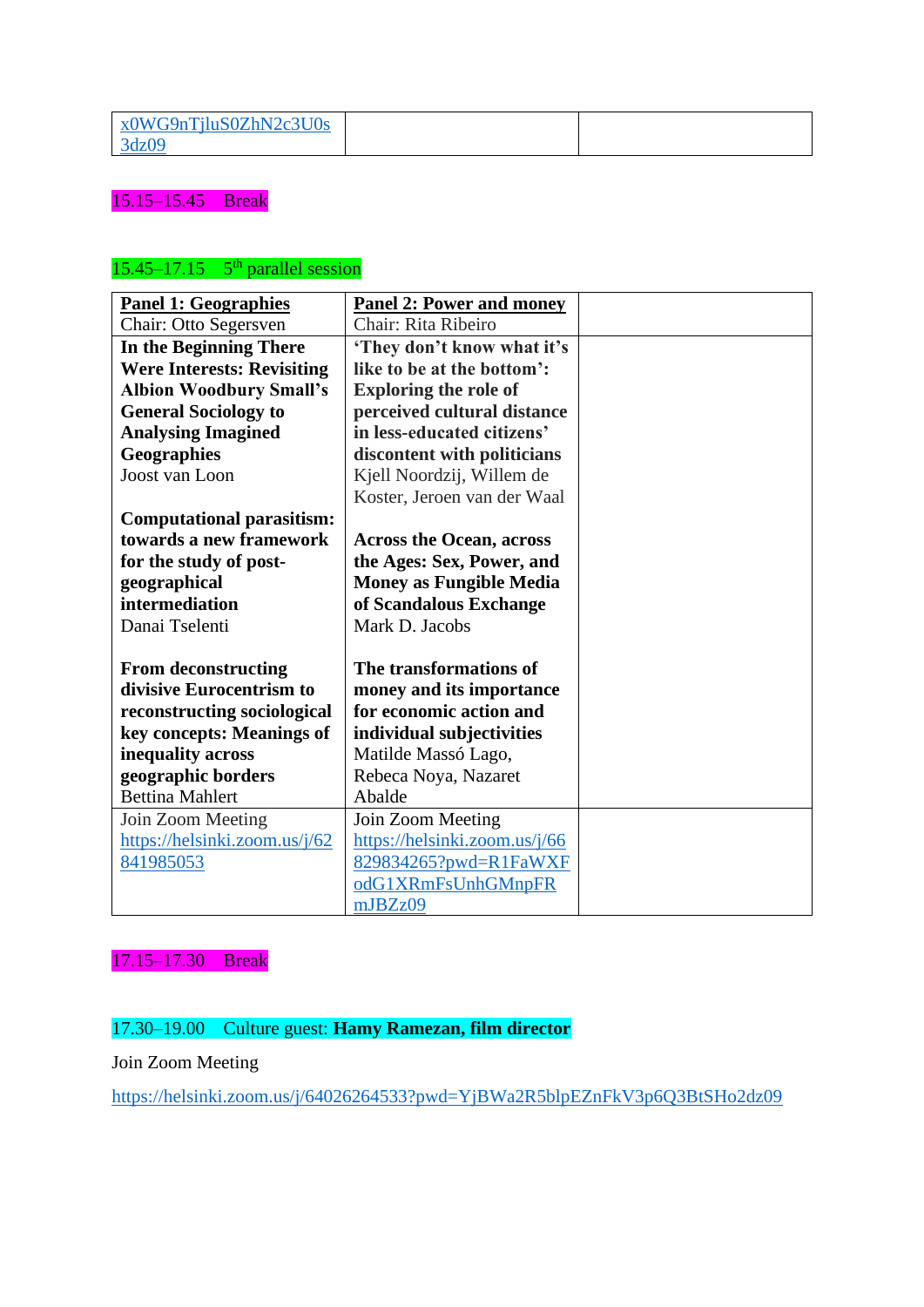| x0WG9nTjluS0ZhN2c3U0s3dz09 | | |
|---|---|---|

15.15–15.45 Break

15.45–17.15 5th parallel session

| **Panel 1: Geographies**<br>Chair: Otto Segersven | **Panel 2: Power and money**<br>Chair: Rita Ribeiro | |
|---|---|---|
| **In the Beginning There Were Interests: Revisiting Albion Woodbury Small's General Sociology to Analysing Imagined Geographies**<br>Joost van Loon<br><br>**Computational parasitism: towards a new framework for the study of post-geographical intermediation**<br>Danai Tselenti<br><br>**From deconstructing divisive Eurocentrism to reconstructing sociological key concepts: Meanings of inequality across geographic borders**<br>Bettina Mahlert | **'They don't know what it's like to be at the bottom': Exploring the role of perceived cultural distance in less-educated citizens' discontent with politicians**<br>Kjell Noordzij, Willem de Koster, Jeroen van der Waal<br><br>**Across the Ocean, across the Ages: Sex, Power, and Money as Fungible Media of Scandalous Exchange**<br>Mark D. Jacobs<br><br>**The transformations of money and its importance for economic action and individual subjectivities**<br>Matilde Massó Lago, Rebeca Noya, Nazaret Abalde | |
| Join Zoom Meeting<br>https://helsinki.zoom.us/j/62841985053 | Join Zoom Meeting<br>https://helsinki.zoom.us/j/66829834265?pwd=R1FaWXFodG1XRmFsUnhGMnpFRmJBZz09 | |

17.15–17.30 Break

17.30–19.00 Culture guest: **Hamy Ramezan, film director**

Join Zoom Meeting

https://helsinki.zoom.us/j/64026264533?pwd=YjBWa2R5blpEZnFkV3p6Q3BtSHo2dz09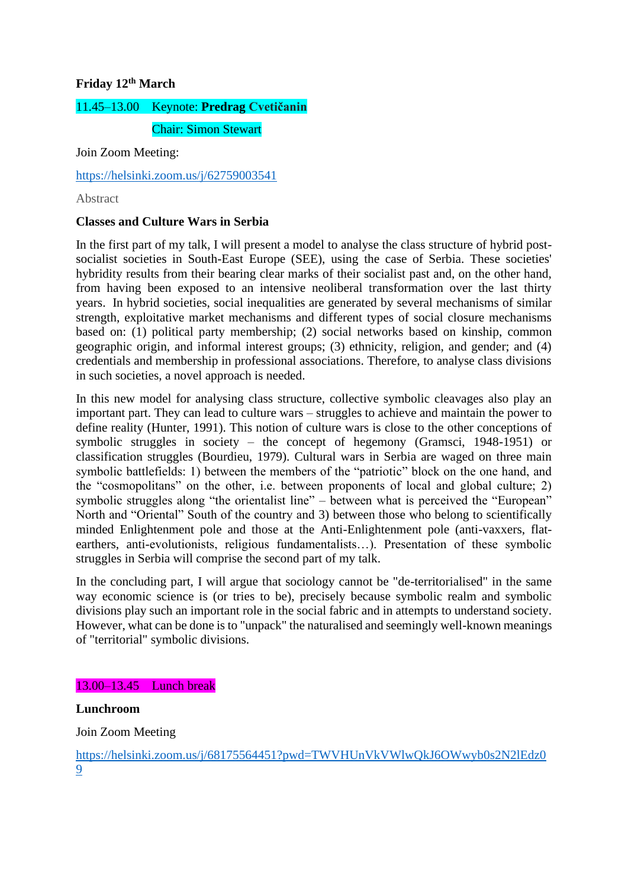**Friday 12th March**

11.45–13.00  Keynote: **Predrag Cvetičanin**

Chair: Simon Stewart

Join Zoom Meeting:

https://helsinki.zoom.us/j/62759003541

Abstract

**Classes and Culture Wars in Serbia**

In the first part of my talk, I will present a model to analyse the class structure of hybrid post-socialist societies in South-East Europe (SEE), using the case of Serbia. These societies' hybridity results from their bearing clear marks of their socialist past and, on the other hand, from having been exposed to an intensive neoliberal transformation over the last thirty years. In hybrid societies, social inequalities are generated by several mechanisms of similar strength, exploitative market mechanisms and different types of social closure mechanisms based on: (1) political party membership; (2) social networks based on kinship, common geographic origin, and informal interest groups; (3) ethnicity, religion, and gender; and (4) credentials and membership in professional associations. Therefore, to analyse class divisions in such societies, a novel approach is needed.

In this new model for analysing class structure, collective symbolic cleavages also play an important part. They can lead to culture wars – struggles to achieve and maintain the power to define reality (Hunter, 1991). This notion of culture wars is close to the other conceptions of symbolic struggles in society – the concept of hegemony (Gramsci, 1948-1951) or classification struggles (Bourdieu, 1979). Cultural wars in Serbia are waged on three main symbolic battlefields: 1) between the members of the "patriotic" block on the one hand, and the "cosmopolitans" on the other, i.e. between proponents of local and global culture; 2) symbolic struggles along "the orientalist line" – between what is perceived the "European" North and "Oriental" South of the country and 3) between those who belong to scientifically minded Enlightenment pole and those at the Anti-Enlightenment pole (anti-vaxxers, flat-earthers, anti-evolutionists, religious fundamentalists…). Presentation of these symbolic struggles in Serbia will comprise the second part of my talk.

In the concluding part, I will argue that sociology cannot be "de-territorialised" in the same way economic science is (or tries to be), precisely because symbolic realm and symbolic divisions play such an important role in the social fabric and in attempts to understand society. However, what can be done is to "unpack" the naturalised and seemingly well-known meanings of "territorial" symbolic divisions.

13.00–13.45  Lunch break

**Lunchroom**

Join Zoom Meeting

https://helsinki.zoom.us/j/68175564451?pwd=TWVHUnVkVWlwQkJ6OWwyb0s2N2lEdz09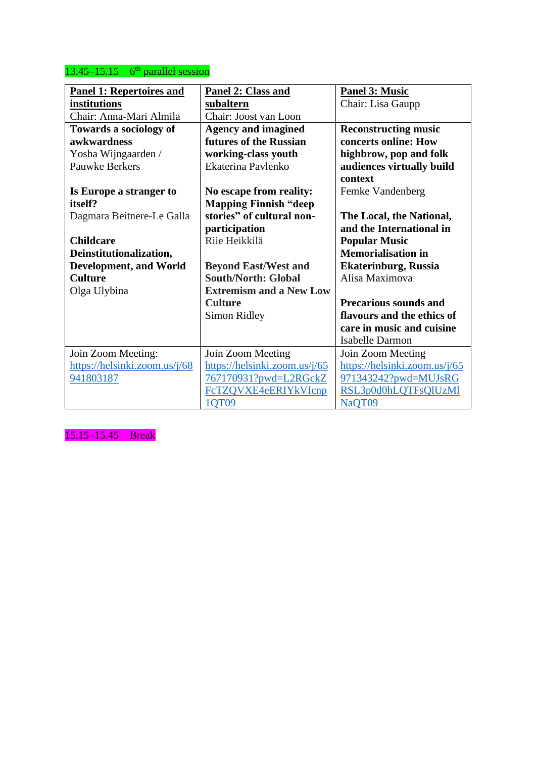13.45–15.15 6th parallel session

| **Panel 1: Repertoires and institutions**<br>Chair: Anna-Mari Almila | **Panel 2: Class and subaltern**<br>Chair: Joost van Loon | **Panel 3: Music**<br>Chair: Lisa Gaupp |
|---|---|---|
| **Towards a sociology of awkwardness**<br>Yosha Wijngaarden / Pauwke Berkers<br><br>**Is Europe a stranger to itself?**<br>Dagmara Beitnere-Le Galla<br><br>**Childcare Deinstitutionalization, Development, and World Culture**<br>Olga Ulybina | **Agency and imagined futures of the Russian working-class youth**<br>Ekaterina Pavlenko<br><br>**No escape from reality: Mapping Finnish "deep stories" of cultural non-participation**<br>Riie Heikkilä<br><br>**Beyond East/West and South/North: Global Extremism and a New Low Culture**<br>Simon Ridley | **Reconstructing music concerts online: How highbrow, pop and folk audiences virtually build context**<br>Femke Vandenberg<br><br>**The Local, the National, and the International in Popular Music Memorialisation in Ekaterinburg, Russia**<br>Alisa Maximova<br><br>**Precarious sounds and flavours and the ethics of care in music and cuisine**<br>Isabelle Darmon |
| Join Zoom Meeting:<br>https://helsinki.zoom.us/j/68941803187 | Join Zoom Meeting<br>https://helsinki.zoom.us/j/65767170931?pwd=L2RGckZFcTZQVXE4eERIYkVIcnp1QT09 | Join Zoom Meeting<br>https://helsinki.zoom.us/j/65971343242?pwd=MUJsRGRSL3p0d0hLQTFsQlUzMlNaQT09 |

15.15–15.45 Break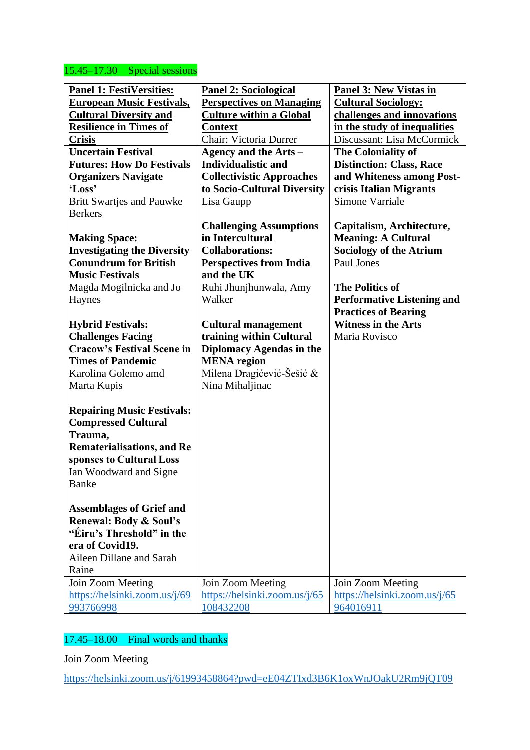15.45–17.30 Special sessions

| **Panel 1: FestiVersities: European Music Festivals, Cultural Diversity and Resilience in Times of Crisis** | **Panel 2: Sociological Perspectives on Managing Culture within a Global Context**<br>Chair: Victoria Durrer | **Panel 3: New Vistas in Cultural Sociology: challenges and innovations in the study of inequalities**<br>Discussant: Lisa McCormick |
|---|---|---|
| **Uncertain Festival Futures: How Do Festivals Organizers Navigate 'Loss'**<br>Britt Swartjes and Pauwke Berkers<br><br>**Making Space: Investigating the Diversity Conundrum for British Music Festivals**<br>Magda Mogilnicka and Jo Haynes<br><br>**Hybrid Festivals: Challenges Facing Cracow's Festival Scene in Times of Pandemic**<br>Karolina Golemo amd Marta Kupis<br><br>**Repairing Music Festivals: Compressed Cultural Trauma, Rematerialisations, and Re sponses to Cultural Loss**<br>Ian Woodward and Signe Banke<br><br>**Assemblages of Grief and Renewal: Body & Soul's "Éiru's Threshold" in the era of Covid19.**<br>Aileen Dillane and Sarah Raine | **Agency and the Arts – Individualistic and Collectivistic Approaches to Socio-Cultural Diversity**<br>Lisa Gaupp<br><br>**Challenging Assumptions in Intercultural Collaborations: Perspectives from India and the UK**<br>Ruhi Jhunjhunwala, Amy Walker<br><br>**Cultural management training within Cultural Diplomacy Agendas in the MENA region**<br>Milena Dragićević-Šešić & Nina Mihaljinac | **The Coloniality of Distinction: Class, Race and Whiteness among Post-crisis Italian Migrants**<br>Simone Varriale<br><br>**Capitalism, Architecture, Meaning: A Cultural Sociology of the Atrium**<br>Paul Jones<br><br>**The Politics of Performative Listening and Practices of Bearing Witness in the Arts**<br>Maria Rovisco |
| Join Zoom Meeting<br>https://helsinki.zoom.us/j/69993766998 | Join Zoom Meeting<br>https://helsinki.zoom.us/j/65108432208 | Join Zoom Meeting<br>https://helsinki.zoom.us/j/65964016911 |

17.45–18.00 Final words and thanks

Join Zoom Meeting

https://helsinki.zoom.us/j/61993458864?pwd=eE04ZTIxd3B6K1oxWnJOakU2Rm9jQT09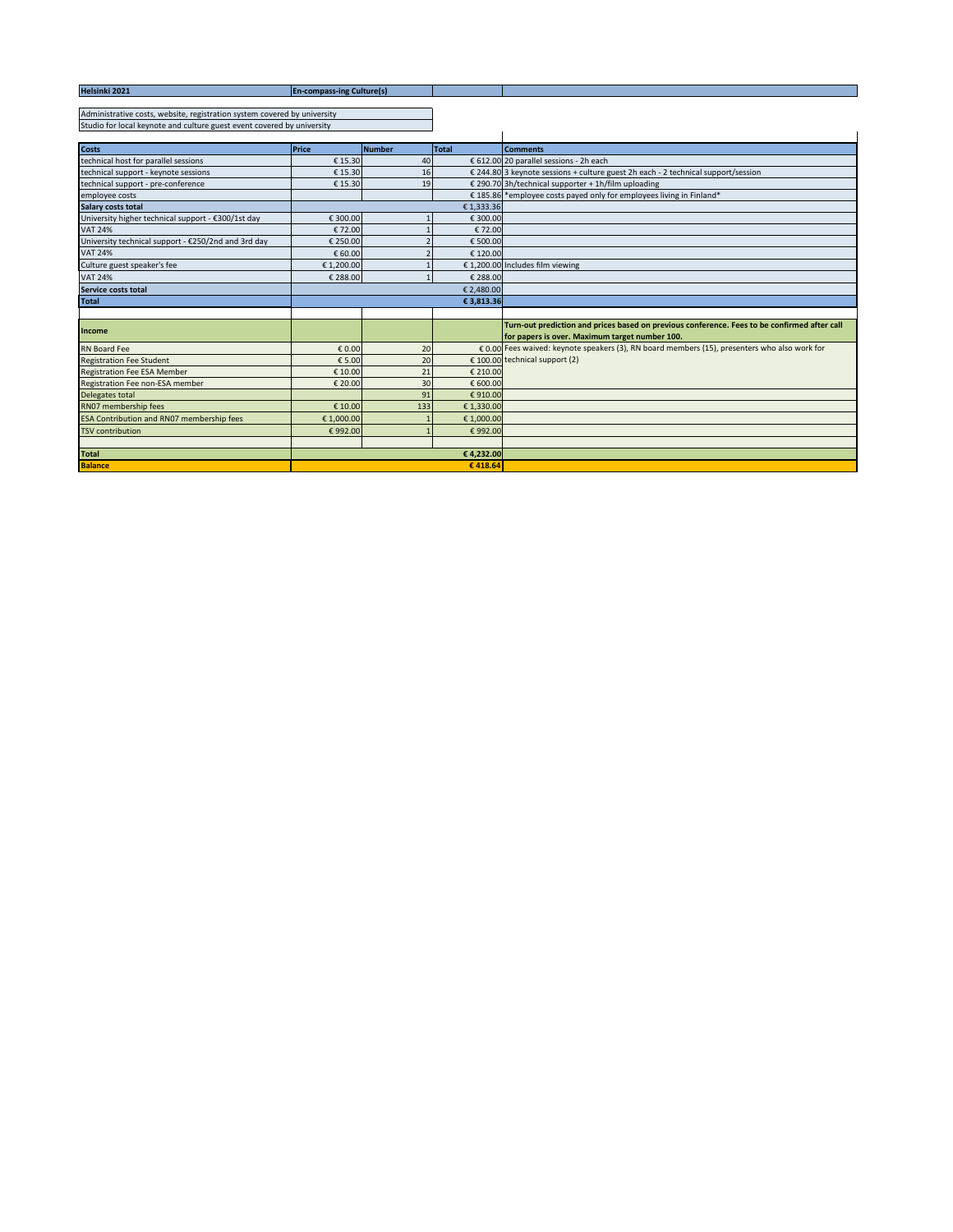| Helsinki 2021 | En-compass-ing Culture(s) | | | |
|---|---|---|---|---|

Administrative costs, website, registration system covered by university
Studio for local keynote and culture guest event covered by university

| Costs | Price | Number | Total | Comments |
|---|---|---|---|---|
| technical host for parallel sessions | € 15.30 | 40 | € 612.00 | 20 parallel sessions - 2h each |
| technical support - keynote sessions | € 15.30 | 16 | € 244.80 | 3 keynote sessions + culture guest 2h each - 2 technical support/session |
| technical support - pre-conference | € 15.30 | 19 | € 290.70 | 3h/technical supporter + 1h/film uploading |
| employee costs | | | € 185.86 | *employee costs payed only for employees living in Finland* |
| **Salary costs total** | | | € 1,333.36 | |
| University higher technical support - €300/1st day | € 300.00 | 1 | € 300.00 | |
| VAT 24% | € 72.00 | 1 | € 72.00 | |
| University technical support - €250/2nd and 3rd day | € 250.00 | 2 | € 500.00 | |
| VAT 24% | € 60.00 | 2 | € 120.00 | |
| Culture guest speaker's fee | € 1,200.00 | 1 | € 1,200.00 | Includes film viewing |
| VAT 24% | € 288.00 | 1 | € 288.00 | |
| **Service costs total** | | | € 2,480.00 | |
| **Total** | | | **€ 3,813.36** | |
| | | | | |
| **Income** | | | | **Turn-out prediction and prices based on previous conference. Fees to be confirmed after call for papers is over. Maximum target number 100.** |
| RN Board Fee | € 0.00 | 20 | € 0.00 | Fees waived: keynote speakers (3), RN board members (15), presenters who also work for technical support (2) |
| Registration Fee Student | € 5.00 | 20 | € 100.00 | |
| Registration Fee ESA Member | € 10.00 | 21 | € 210.00 | |
| Registration Fee non-ESA member | € 20.00 | 30 | € 600.00 | |
| Delegates total | | 91 | € 910.00 | |
| RN07 membership fees | € 10.00 | 133 | € 1,330.00 | |
| ESA Contribution and RN07 membership fees | € 1,000.00 | 1 | € 1,000.00 | |
| TSV contribution | € 992.00 | 1 | € 992.00 | |
| | | | | |
| **Total** | | | **€ 4,232.00** | |
| **Balance** | | | **€ 418.64** | |